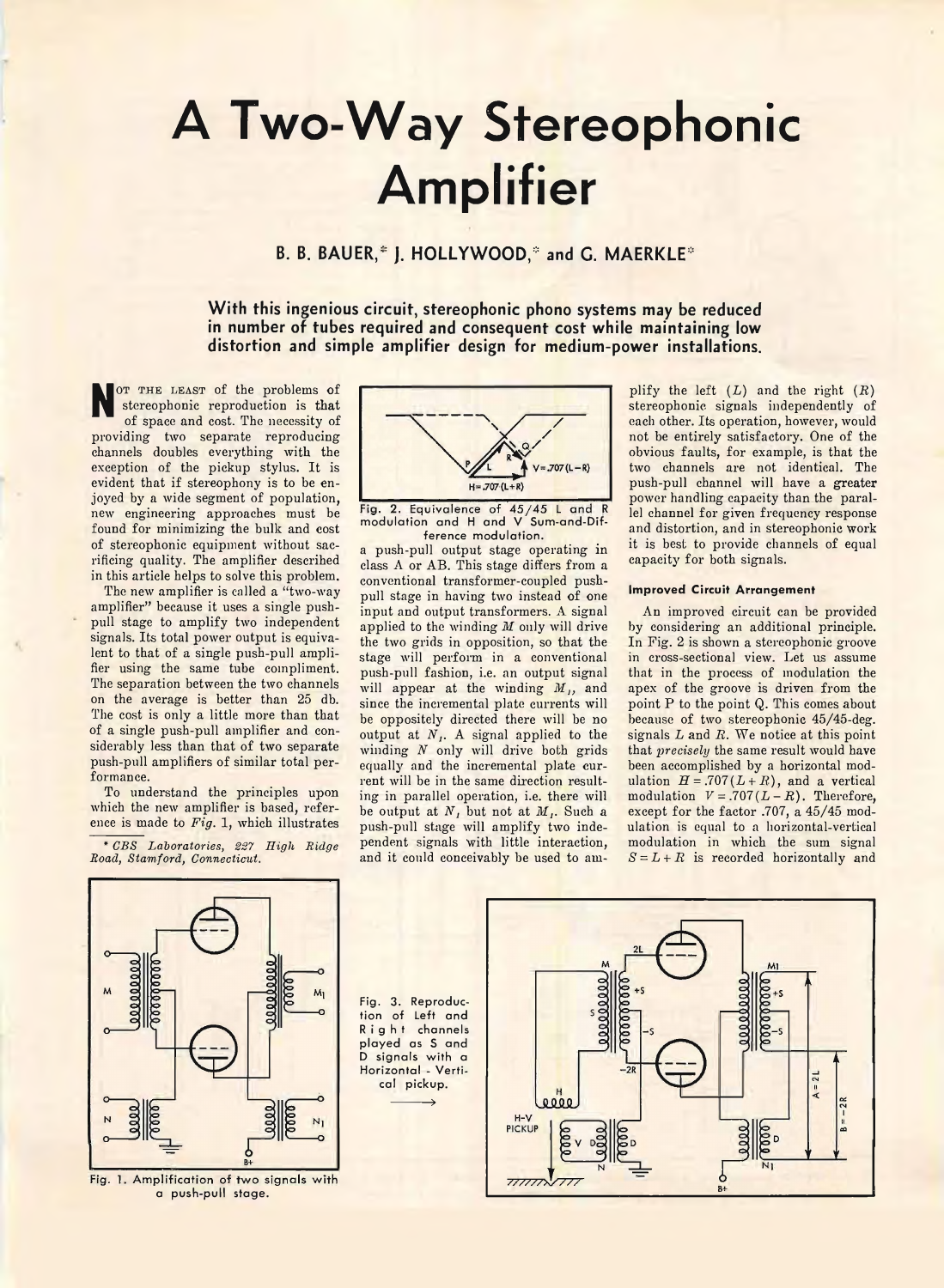# A Two-Way Stereophonic Amplifier

**B. B. BAUER,\* J. HOLLYWOOD,\* and G. MAERKLE\***

**With this ingenious circuit, stereophonic phono systems may be reduced in number of tubes required and consequent cost while maintaining low distortion and simple amplifier design for medium-power installations.**

NOT THE LEAST of the problems of stereophonic reproduction is that of space and cost. The necessity of providing two separate reproducing channels doubles everything with the exception of the pickup stylus. It is evident that if stereophony is to be enjoyed by a wide segment of population, new engineering approaches must be found for minimizing the bulk and cost of stereophonic equipment without sacrificing quality. The amplifier described in this article helps to solve this problem.

The new amplifier is called a "two-way amplifier" because it uses a single push-pull stage to amplify two independent signals. Its total power output is equivalent to that of a single push-pull amplifier using the same tube compliment. The separation between the two channels on the average is better than 25 db. The cost is only a little more than that of a single push-pull amplifier and considerably less than that of two separate push-pull amplifiers of similar total performance.

To understand the principles upon which the new amplifier is based, reference is made to *Fig.* 1, which illustrates a push-pull output stage operating in class A or AB. This stage differs from a conventional transformer-coupled push-pull stage in having two instead of one input and output transformers. A signal applied to the winding *M* only will drive the two grids in opposition, so that the stage will perform in a conventional push-pull fashion, i.e. an output signal will appear at the winding $M_1$, and since the incremental plate currents will be oppositely directed there will be no output at $N_1$. A signal applied to the winding *N* only will drive both grids equally and the incremental plate current will be in the same direction resulting in parallel operation, i.e. there will be output at $N_1$ but not at $M_1$. Such a push-pull stage will amplify two independent signals with little interaction, and it could conceivably be used to amplify the left (*L*) and the right (*R*) stereophonic signals independently of each other. Its operation, however, would not be entirely satisfactory. One of the obvious faults, for example, is that the two channels are not identical. The push-pull channel will have a greater power handling capacity than the parallel channel for given frequency response and distortion, and in stereophonic work it is best to provide channels of equal capacity for both signals.

\* *CBS Laboratories, 227 High Ridge Road, Stamford, Connecticut.*

Fig. 1. Amplification of two signals with a push-pull stage.

Fig. 2. Equivalence of 45/45 L and R modulation and H and V Sum-and-Difference modulation.

### Improved Circuit Arrangement

An improved circuit can be provided by considering an additional principle. In Fig. 2 is shown a stereophonic groove in cross-sectional view. Let us assume that in the process of modulation the apex of the groove is driven from the point P to the point Q. This comes about because of two stereophonic 45/45-deg. signals *L* and *R*. We notice at this point that *precisely* the same result would have been accomplished by a horizontal modulation $H = .707(L + R)$, and a vertical modulation $V = .707(L - R)$. Therefore, except for the factor .707, a 45/45 modulation is equal to a horizontal-vertical modulation in which the sum signal $S = L + R$ is recorded horizontally and

Fig. 3. Reproduction of Left and Right channels played as S and D signals with a Horizontal - Vertical pickup.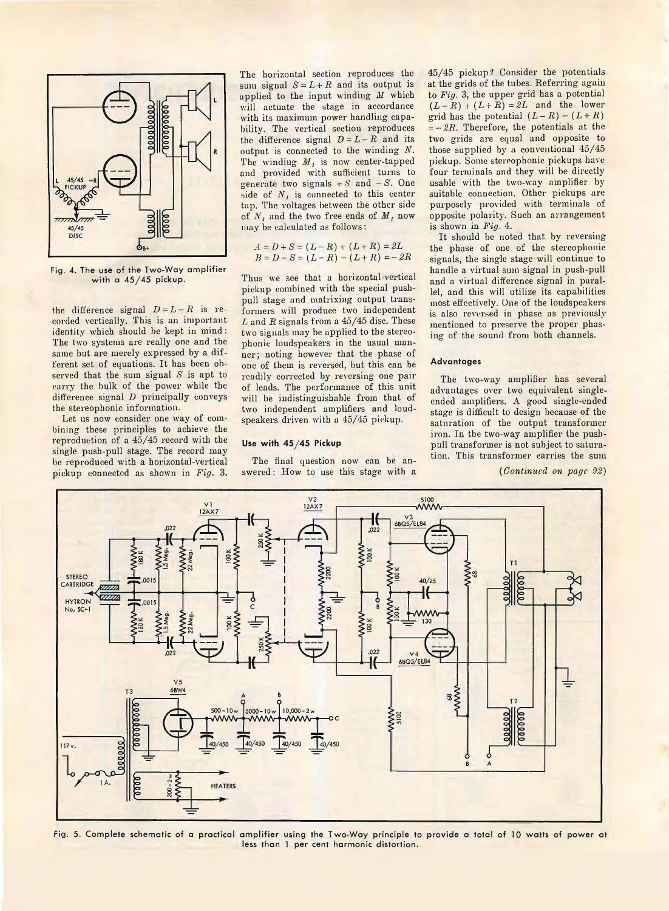Fig. 4. The use of the Two-Way amplifier with a 45/45 pickup.

the difference signal $D = L - R$ is recorded vertically. This is an important identity which should be kept in mind: The two systems are really one and the same but are merely expressed by a different set of equations. It has been observed that the sum signal $S$ is apt to carry the bulk of the power while the difference signal $D$ principally conveys the stereophonic information.

Let us now consider one way of combining these principles to achieve the reproduction of a 45/45 record with the single push-pull stage. The record may be reproduced with a horizontal-vertical pickup connected as shown in *Fig.* 3. The horizontal section reproduces the sum signal $S = L + R$ and its output is applied to the input winding $M$ which will actuate the stage in accordance with its maximum power handling capability. The vertical section reproduces the difference signal $D = L - R$ and its output is connected to the winding $N$. The winding $M_1$ is now center-tapped and provided with sufficient turns to generate two signals $+S$ and $-S$. One side of $N_1$ is connected to this center tap. The voltages between the other side of $N_1$ and the two free ends of $M_1$ now may be calculated as follows:

$$A = D + S = (L - R) + (L + R) = 2L$$
$$B = D - S = (L - R) - (L + R) = -2R$$

Thus we see that a horizontal-vertical pickup combined with the special push-pull stage and matrixing output transformers will produce two independent $L$ and $R$ signals from a 45/45 disc. These two signals may be applied to the stereophonic loudspeakers in the usual manner; noting however that the phase of one of them is reversed, but this can be readily corrected by reversing one pair of leads. The performance of this unit will be indistinguishable from that of two independent amplifiers and loudspeakers driven with a 45/45 pickup.

### Use with 45/45 Pickup

The final question now can be answered: How to use this stage with a 45/45 pickup? Consider the potentials at the grids of the tubes. Referring again to *Fig.* 3, the upper grid has a potential $(L - R) + (L + R) = 2L$ and the lower grid has the potential $(L - R) - (L + R) = -2R$. Therefore, the potentials at the two grids are equal and opposite to those supplied by a conventional 45/45 pickup. Some stereophonic pickups have four terminals and they will be directly usable with the two-way amplifier by suitable connection. Other pickups are purposely provided with terminals of opposite polarity. Such an arrangement is shown in *Fig.* 4.

It should be noted that by reversing the phase of one of the stereophonic signals, the single stage will continue to handle a virtual sum signal in push-pull and a virtual difference signal in parallel, and this will utilize its capabilities most effectively. One of the loudspeakers is also reversed in phase as previously mentioned to preserve the proper phasing of the sound from both channels.

### Advantages

The two-way amplifier has several advantages over two equivalent single-ended amplifiers. A good single-ended stage is difficult to design because of the saturation of the output transformer iron. In the two-way amplifier the push-pull transformer is not subject to saturation. This transformer carries the sum

*(Continued on page 92)*

Fig. 5. Complete schematic of a practical amplifier using the Two-Way principle to provide a total of 10 watts of power at less than 1 per cent harmonic distortion.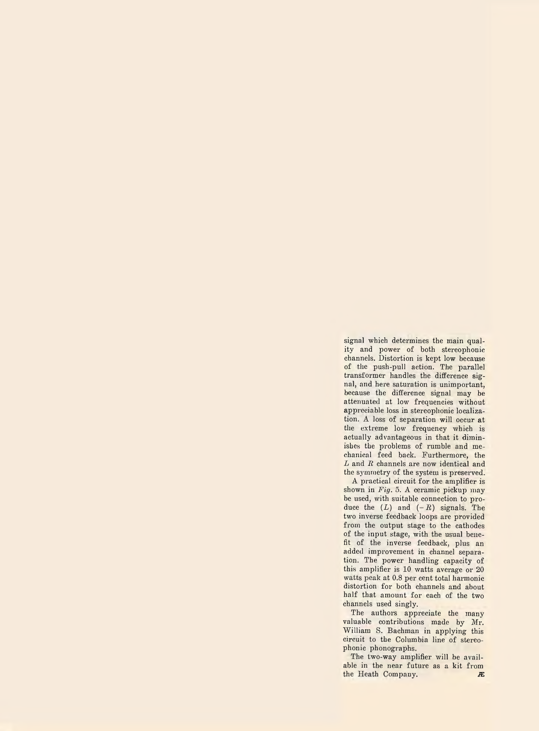signal which determines the main quality and power of both stereophonic channels. Distortion is kept low because of the push-pull action. The parallel transformer handles the difference signal, and here saturation is unimportant, because the difference signal may be attenuated at low frequencies without appreciable loss in stereophonic localization. A loss of separation will occur at the extreme low frequency which is actually advantageous in that it diminishes the problems of rumble and mechanical feed back. Furthermore, the $L$ and $R$ channels are now identical and the symmetry of the system is preserved.

A practical circuit for the amplifier is shown in *Fig.* 5. A ceramic pickup may be used, with suitable connection to produce the $(L)$ and $(-R)$ signals. The two inverse feedback loops are provided from the output stage to the cathodes of the input stage, with the usual benefit of the inverse feedback, plus an added improvement in channel separation. The power handling capacity of this amplifier is 10 watts average or 20 watts peak at 0.8 per cent total harmonic distortion for both channels and about half that amount for each of the two channels used singly.

The authors appreciate the many valuable contributions made by Mr. William S. Bachman in applying this circuit to the Columbia line of stereophonic phonographs.

The two-way amplifier will be available in the near future as a kit from the Heath Company. Æ